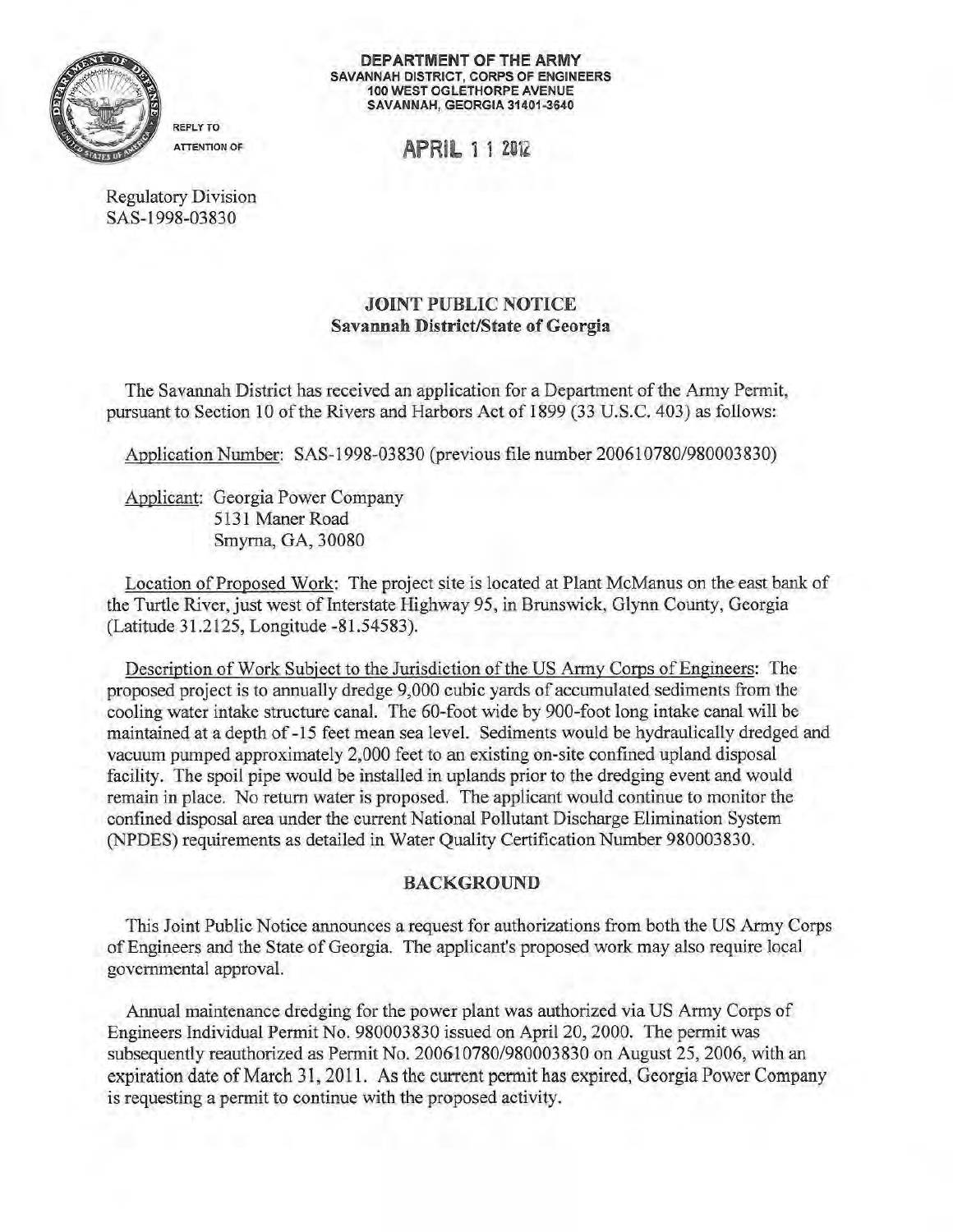DEPARTMENT OF THE ARMY
SAVANNAH DISTRICT, CORPS OF ENGINEERS
100 WEST OGLETHORPE AVENUE
SAVANNAH, GEORGIA 31401-3640

REPLY TO
ATTENTION OF

APRIL 11 2012

Regulatory Division
SAS-1998-03830

## JOINT PUBLIC NOTICE
### Savannah District/State of Georgia

The Savannah District has received an application for a Department of the Army Permit, pursuant to Section 10 of the Rivers and Harbors Act of 1899 (33 U.S.C. 403) as follows:

Application Number: SAS-1998-03830 (previous file number 200610780/980003830)

Applicant: Georgia Power Company
5131 Maner Road
Smyrna, GA, 30080

Location of Proposed Work: The project site is located at Plant McManus on the east bank of the Turtle River, just west of Interstate Highway 95, in Brunswick, Glynn County, Georgia (Latitude 31.2125, Longitude -81.54583).

Description of Work Subject to the Jurisdiction of the US Army Corps of Engineers: The proposed project is to annually dredge 9,000 cubic yards of accumulated sediments from the cooling water intake structure canal. The 60-foot wide by 900-foot long intake canal will be maintained at a depth of -15 feet mean sea level. Sediments would be hydraulically dredged and vacuum pumped approximately 2,000 feet to an existing on-site confined upland disposal facility. The spoil pipe would be installed in uplands prior to the dredging event and would remain in place. No return water is proposed. The applicant would continue to monitor the confined disposal area under the current National Pollutant Discharge Elimination System (NPDES) requirements as detailed in Water Quality Certification Number 980003830.

## BACKGROUND

This Joint Public Notice announces a request for authorizations from both the US Army Corps of Engineers and the State of Georgia. The applicant's proposed work may also require local governmental approval.

Annual maintenance dredging for the power plant was authorized via US Army Corps of Engineers Individual Permit No. 980003830 issued on April 20, 2000. The permit was subsequently reauthorized as Permit No. 200610780/980003830 on August 25, 2006, with an expiration date of March 31, 2011. As the current permit has expired, Georgia Power Company is requesting a permit to continue with the proposed activity.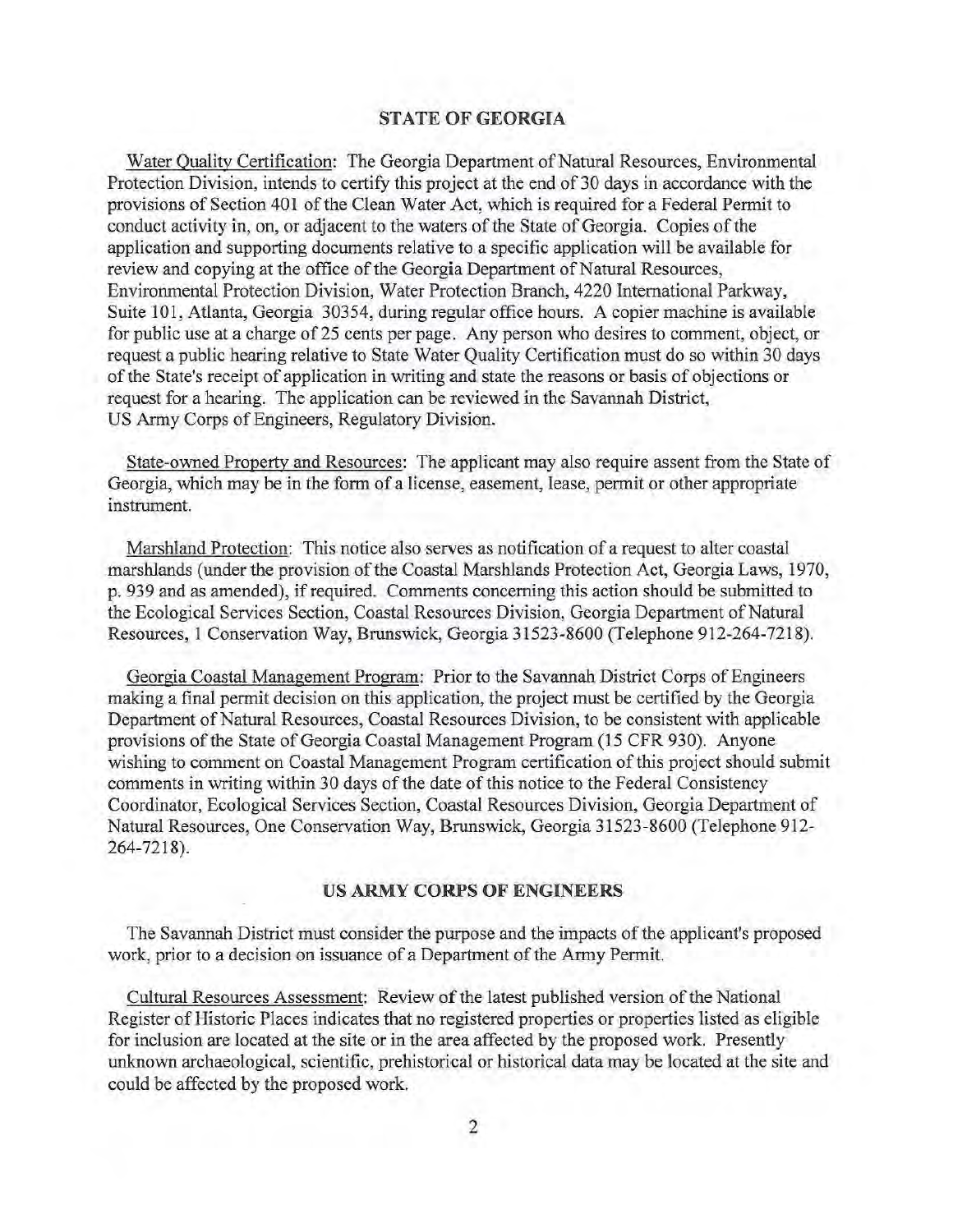## STATE OF GEORGIA

Water Quality Certification: The Georgia Department of Natural Resources, Environmental Protection Division, intends to certify this project at the end of 30 days in accordance with the provisions of Section 401 of the Clean Water Act, which is required for a Federal Permit to conduct activity in, on, or adjacent to the waters of the State of Georgia. Copies of the application and supporting documents relative to a specific application will be available for review and copying at the office of the Georgia Department of Natural Resources, Environmental Protection Division, Water Protection Branch, 4220 International Parkway, Suite 101, Atlanta, Georgia 30354, during regular office hours. A copier machine is available for public use at a charge of 25 cents per page. Any person who desires to comment, object, or request a public hearing relative to State Water Quality Certification must do so within 30 days of the State's receipt of application in writing and state the reasons or basis of objections or request for a hearing. The application can be reviewed in the Savannah District, US Army Corps of Engineers, Regulatory Division.

State-owned Property and Resources: The applicant may also require assent from the State of Georgia, which may be in the form of a license, easement, lease, permit or other appropriate instrument.

Marshland Protection: This notice also serves as notification of a request to alter coastal marshlands (under the provision of the Coastal Marshlands Protection Act, Georgia Laws, 1970, p. 939 and as amended), if required. Comments concerning this action should be submitted to the Ecological Services Section, Coastal Resources Division, Georgia Department of Natural Resources, 1 Conservation Way, Brunswick, Georgia 31523-8600 (Telephone 912-264-7218).

Georgia Coastal Management Program: Prior to the Savannah District Corps of Engineers making a final permit decision on this application, the project must be certified by the Georgia Department of Natural Resources, Coastal Resources Division, to be consistent with applicable provisions of the State of Georgia Coastal Management Program (15 CFR 930). Anyone wishing to comment on Coastal Management Program certification of this project should submit comments in writing within 30 days of the date of this notice to the Federal Consistency Coordinator, Ecological Services Section, Coastal Resources Division, Georgia Department of Natural Resources, One Conservation Way, Brunswick, Georgia 31523-8600 (Telephone 912-264-7218).

## US ARMY CORPS OF ENGINEERS

The Savannah District must consider the purpose and the impacts of the applicant's proposed work, prior to a decision on issuance of a Department of the Army Permit.

Cultural Resources Assessment: Review of the latest published version of the National Register of Historic Places indicates that no registered properties or properties listed as eligible for inclusion are located at the site or in the area affected by the proposed work. Presently unknown archaeological, scientific, prehistorical or historical data may be located at the site and could be affected by the proposed work.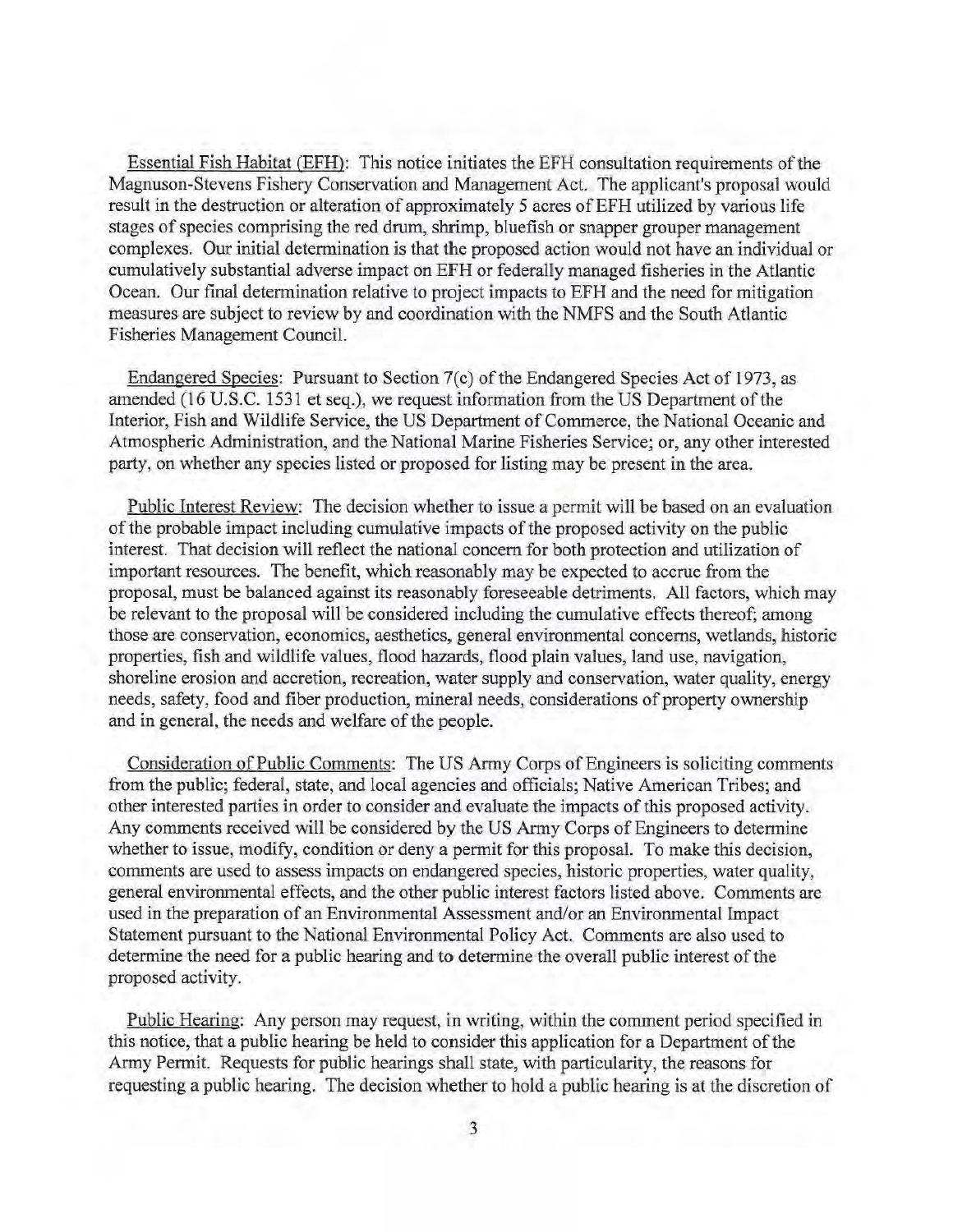Essential Fish Habitat (EFH): This notice initiates the EFH consultation requirements of the Magnuson-Stevens Fishery Conservation and Management Act. The applicant's proposal would result in the destruction or alteration of approximately 5 acres of EFH utilized by various life stages of species comprising the red drum, shrimp, bluefish or snapper grouper management complexes. Our initial determination is that the proposed action would not have an individual or cumulatively substantial adverse impact on EFH or federally managed fisheries in the Atlantic Ocean. Our final determination relative to project impacts to EFH and the need for mitigation measures are subject to review by and coordination with the NMFS and the South Atlantic Fisheries Management Council.

Endangered Species: Pursuant to Section 7(c) of the Endangered Species Act of 1973, as amended (16 U.S.C. 1531 et seq.), we request information from the US Department of the Interior, Fish and Wildlife Service, the US Department of Commerce, the National Oceanic and Atmospheric Administration, and the National Marine Fisheries Service; or, any other interested party, on whether any species listed or proposed for listing may be present in the area.

Public Interest Review: The decision whether to issue a permit will be based on an evaluation of the probable impact including cumulative impacts of the proposed activity on the public interest. That decision will reflect the national concern for both protection and utilization of important resources. The benefit, which reasonably may be expected to accrue from the proposal, must be balanced against its reasonably foreseeable detriments. All factors, which may be relevant to the proposal will be considered including the cumulative effects thereof; among those are conservation, economics, aesthetics, general environmental concerns, wetlands, historic properties, fish and wildlife values, flood hazards, flood plain values, land use, navigation, shoreline erosion and accretion, recreation, water supply and conservation, water quality, energy needs, safety, food and fiber production, mineral needs, considerations of property ownership and in general, the needs and welfare of the people.

Consideration of Public Comments: The US Army Corps of Engineers is soliciting comments from the public; federal, state, and local agencies and officials; Native American Tribes; and other interested parties in order to consider and evaluate the impacts of this proposed activity. Any comments received will be considered by the US Army Corps of Engineers to determine whether to issue, modify, condition or deny a permit for this proposal. To make this decision, comments are used to assess impacts on endangered species, historic properties, water quality, general environmental effects, and the other public interest factors listed above. Comments are used in the preparation of an Environmental Assessment and/or an Environmental Impact Statement pursuant to the National Environmental Policy Act. Comments are also used to determine the need for a public hearing and to determine the overall public interest of the proposed activity.

Public Hearing: Any person may request, in writing, within the comment period specified in this notice, that a public hearing be held to consider this application for a Department of the Army Permit. Requests for public hearings shall state, with particularity, the reasons for requesting a public hearing. The decision whether to hold a public hearing is at the discretion of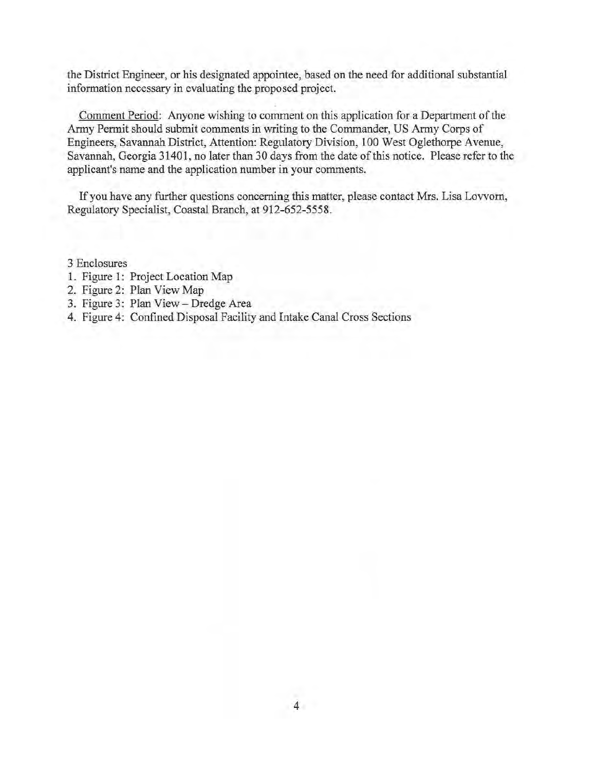the District Engineer, or his designated appointee, based on the need for additional substantial information necessary in evaluating the proposed project.

Comment Period: Anyone wishing to comment on this application for a Department of the Army Permit should submit comments in writing to the Commander, US Army Corps of Engineers, Savannah District, Attention: Regulatory Division, 100 West Oglethorpe Avenue, Savannah, Georgia 31401, no later than 30 days from the date of this notice. Please refer to the applicant's name and the application number in your comments.

If you have any further questions concerning this matter, please contact Mrs. Lisa Lovvorn, Regulatory Specialist, Coastal Branch, at 912-652-5558.

3 Enclosures

1. Figure 1: Project Location Map
2. Figure 2: Plan View Map
3. Figure 3: Plan View – Dredge Area
4. Figure 4: Confined Disposal Facility and Intake Canal Cross Sections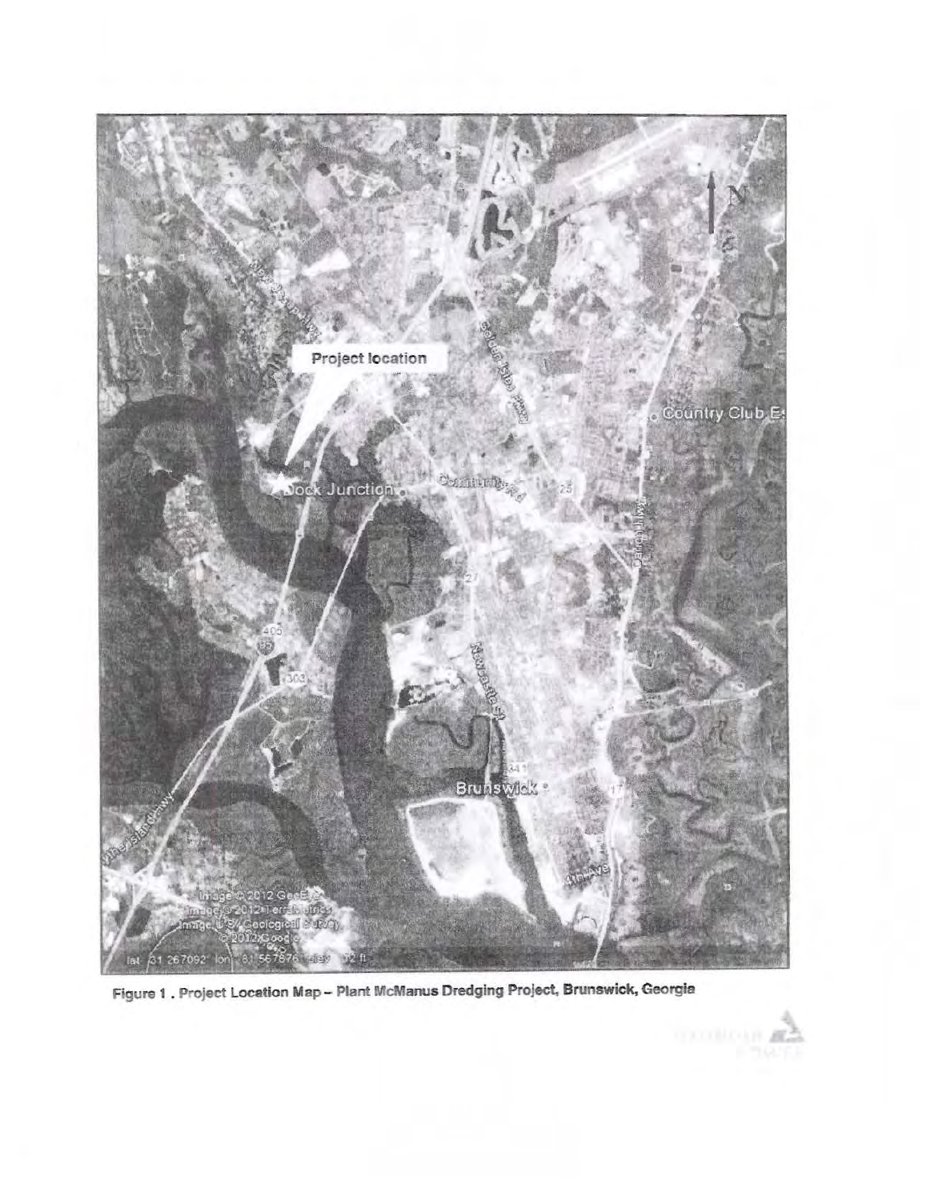Figure 1 . Project Location Map – Plant McManus Dredging Project, Brunswick, Georgia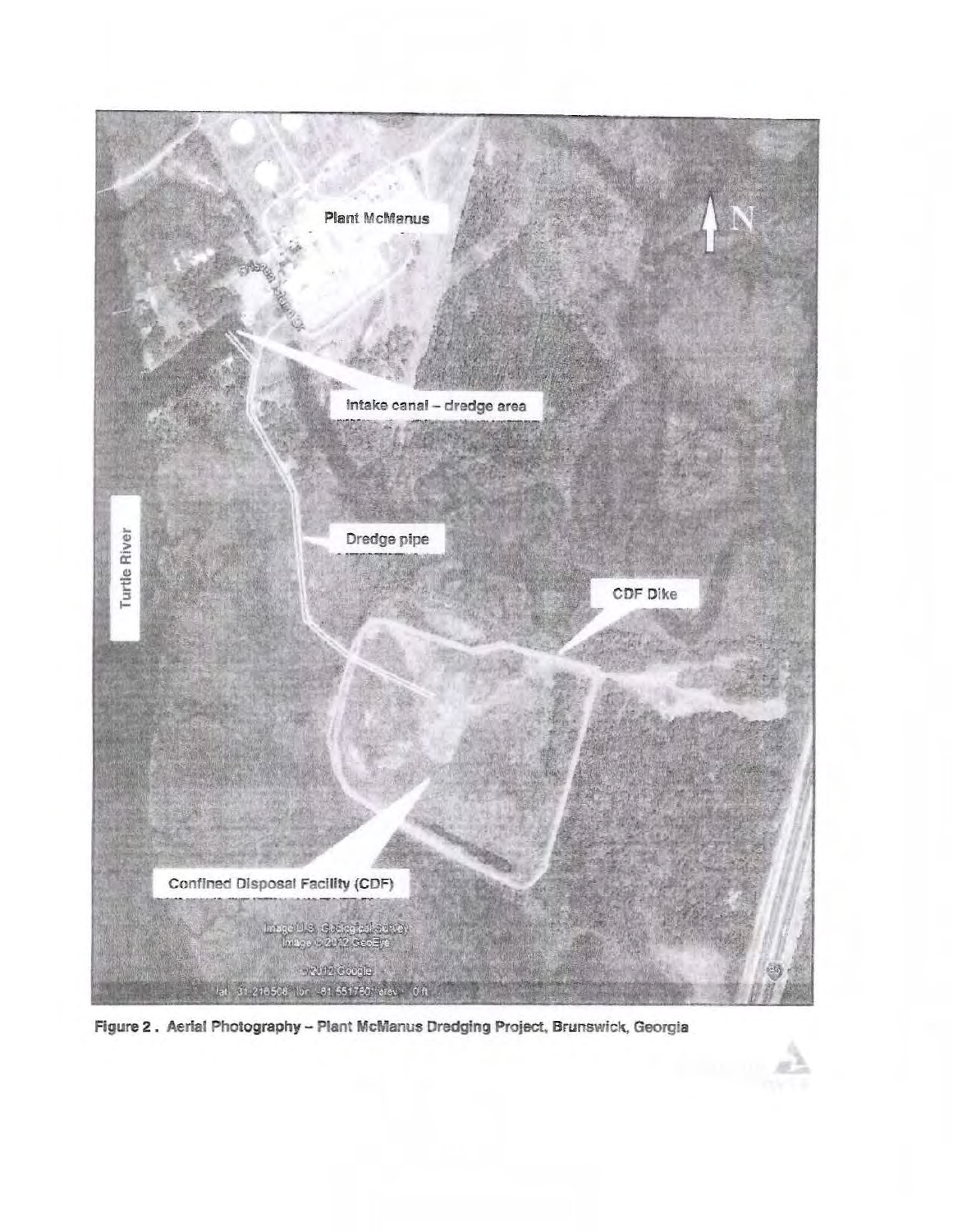**Figure 2 . Aerial Photography – Plant McManus Dredging Project, Brunswick, Georgia**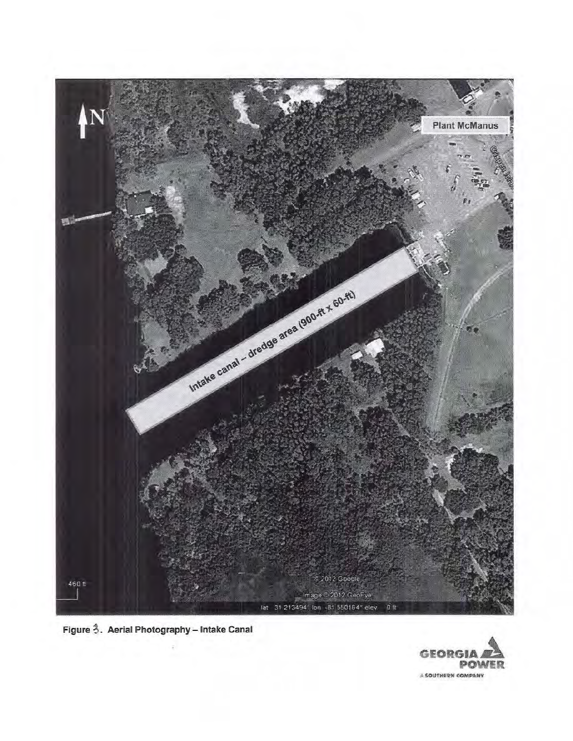Figure 3. Aerial Photography – Intake Canal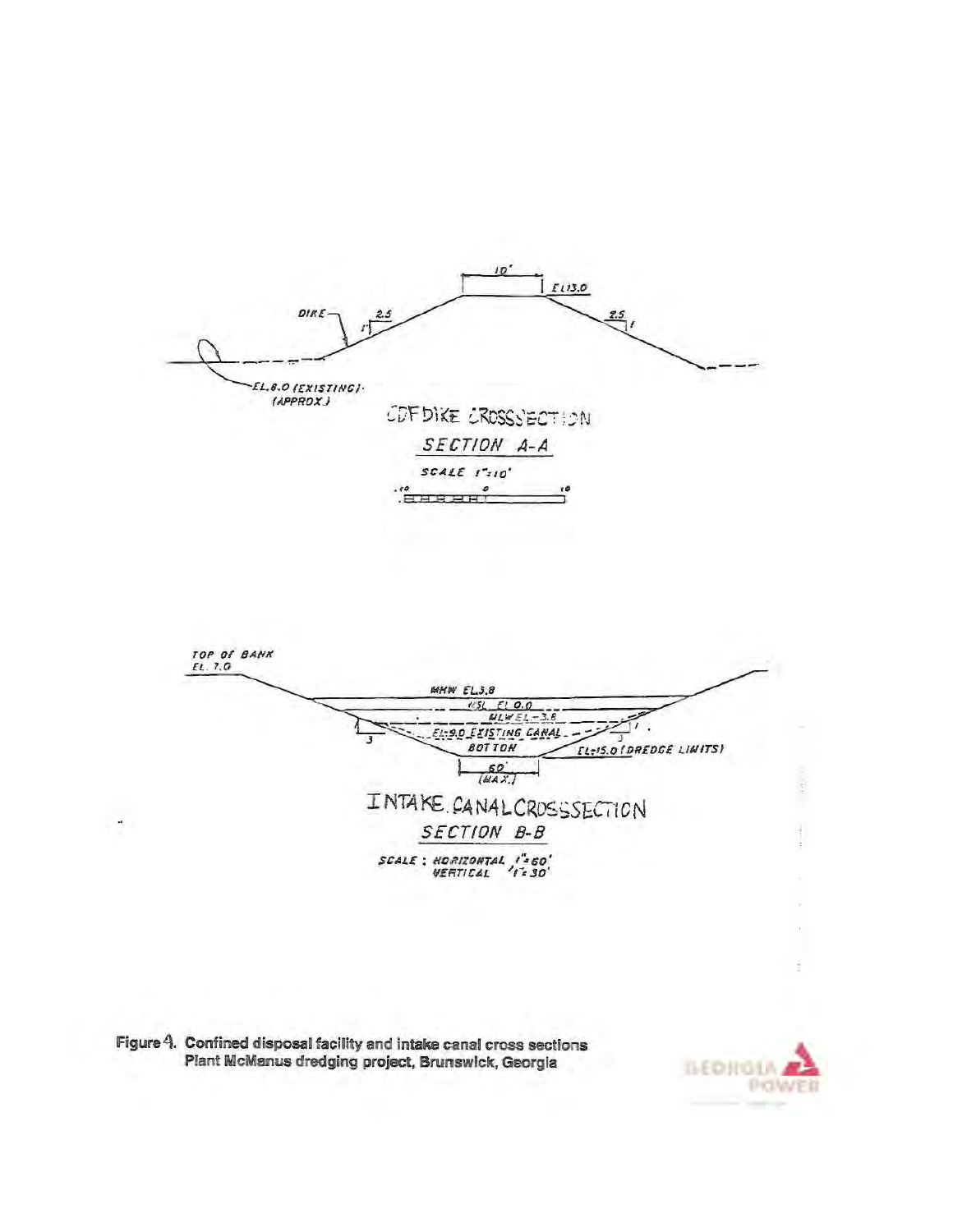10'

EL 13.0

DIKE

2.5

1

2.5

1

EL.8.0 (EXISTING) (APPROX.)

CDF DIKE CROSSSECTION

SECTION A-A

SCALE 1"=10'

10 0 10

TOP OF BANK EL. 7.0

MHW EL.3.8

MSL EL 0.0

MLW EL.-3.8

EL-9.0 EXISTING CANAL BOTTOM

3

1

3

1

EL-15.0 (DREDGE LIMITS)

60' (MAX.)

INTAKE CANAL CROSSSECTION

SECTION B-B

SCALE: HORIZONTAL 1"=60' VERTICAL 1"=30'

**Figure 4. Confined disposal facility and intake canal cross sections Plant McManus dredging project, Brunswick, Georgia**

GEORGIA POWER